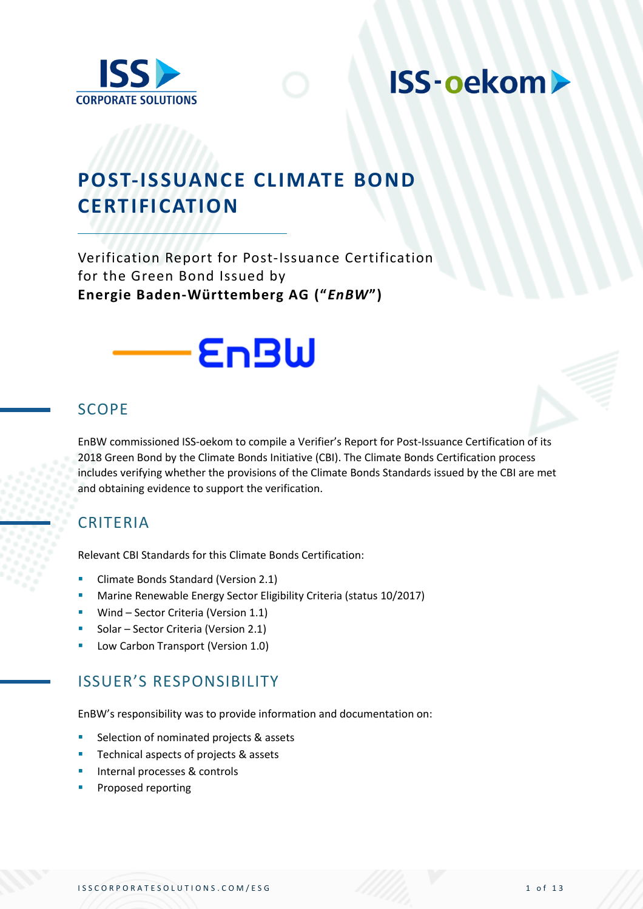# POST-ISSUANCE CLIMATE BOND CERTIFICATION

Verification Report for Post-Issuance Certification for the Green Bond Issued by
**Energie Baden-Württemberg AG ("*EnBW*")**

## SCOPE

EnBW commissioned ISS-oekom to compile a Verifier's Report for Post-Issuance Certification of its 2018 Green Bond by the Climate Bonds Initiative (CBI). The Climate Bonds Certification process includes verifying whether the provisions of the Climate Bonds Standards issued by the CBI are met and obtaining evidence to support the verification.

## CRITERIA

Relevant CBI Standards for this Climate Bonds Certification:

- Climate Bonds Standard (Version 2.1)
- Marine Renewable Energy Sector Eligibility Criteria (status 10/2017)
- Wind – Sector Criteria (Version 1.1)
- Solar – Sector Criteria (Version 2.1)
- Low Carbon Transport (Version 1.0)

## ISSUER'S RESPONSIBILITY

EnBW's responsibility was to provide information and documentation on:

- Selection of nominated projects & assets
- Technical aspects of projects & assets
- Internal processes & controls
- Proposed reporting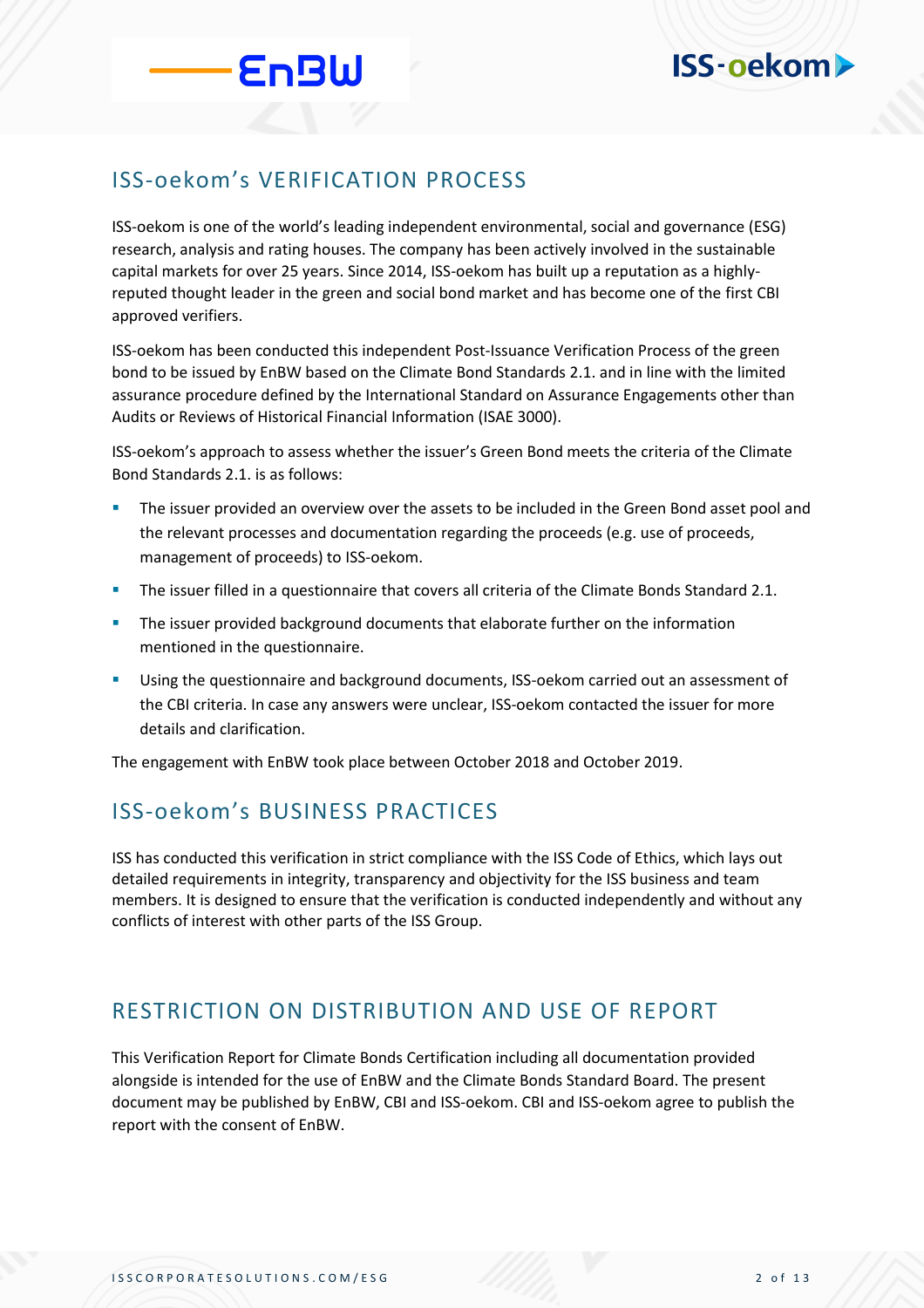## ISS-oekom's VERIFICATION PROCESS

ISS-oekom is one of the world's leading independent environmental, social and governance (ESG) research, analysis and rating houses. The company has been actively involved in the sustainable capital markets for over 25 years. Since 2014, ISS-oekom has built up a reputation as a highly-reputed thought leader in the green and social bond market and has become one of the first CBI approved verifiers.

ISS-oekom has been conducted this independent Post-Issuance Verification Process of the green bond to be issued by EnBW based on the Climate Bond Standards 2.1. and in line with the limited assurance procedure defined by the International Standard on Assurance Engagements other than Audits or Reviews of Historical Financial Information (ISAE 3000).

ISS-oekom's approach to assess whether the issuer's Green Bond meets the criteria of the Climate Bond Standards 2.1. is as follows:

- The issuer provided an overview over the assets to be included in the Green Bond asset pool and the relevant processes and documentation regarding the proceeds (e.g. use of proceeds, management of proceeds) to ISS-oekom.
- The issuer filled in a questionnaire that covers all criteria of the Climate Bonds Standard 2.1.
- The issuer provided background documents that elaborate further on the information mentioned in the questionnaire.
- Using the questionnaire and background documents, ISS-oekom carried out an assessment of the CBI criteria. In case any answers were unclear, ISS-oekom contacted the issuer for more details and clarification.

The engagement with EnBW took place between October 2018 and October 2019.

## ISS-oekom's BUSINESS PRACTICES

ISS has conducted this verification in strict compliance with the ISS Code of Ethics, which lays out detailed requirements in integrity, transparency and objectivity for the ISS business and team members. It is designed to ensure that the verification is conducted independently and without any conflicts of interest with other parts of the ISS Group.

## RESTRICTION ON DISTRIBUTION AND USE OF REPORT

This Verification Report for Climate Bonds Certification including all documentation provided alongside is intended for the use of EnBW and the Climate Bonds Standard Board. The present document may be published by EnBW, CBI and ISS-oekom. CBI and ISS-oekom agree to publish the report with the consent of EnBW.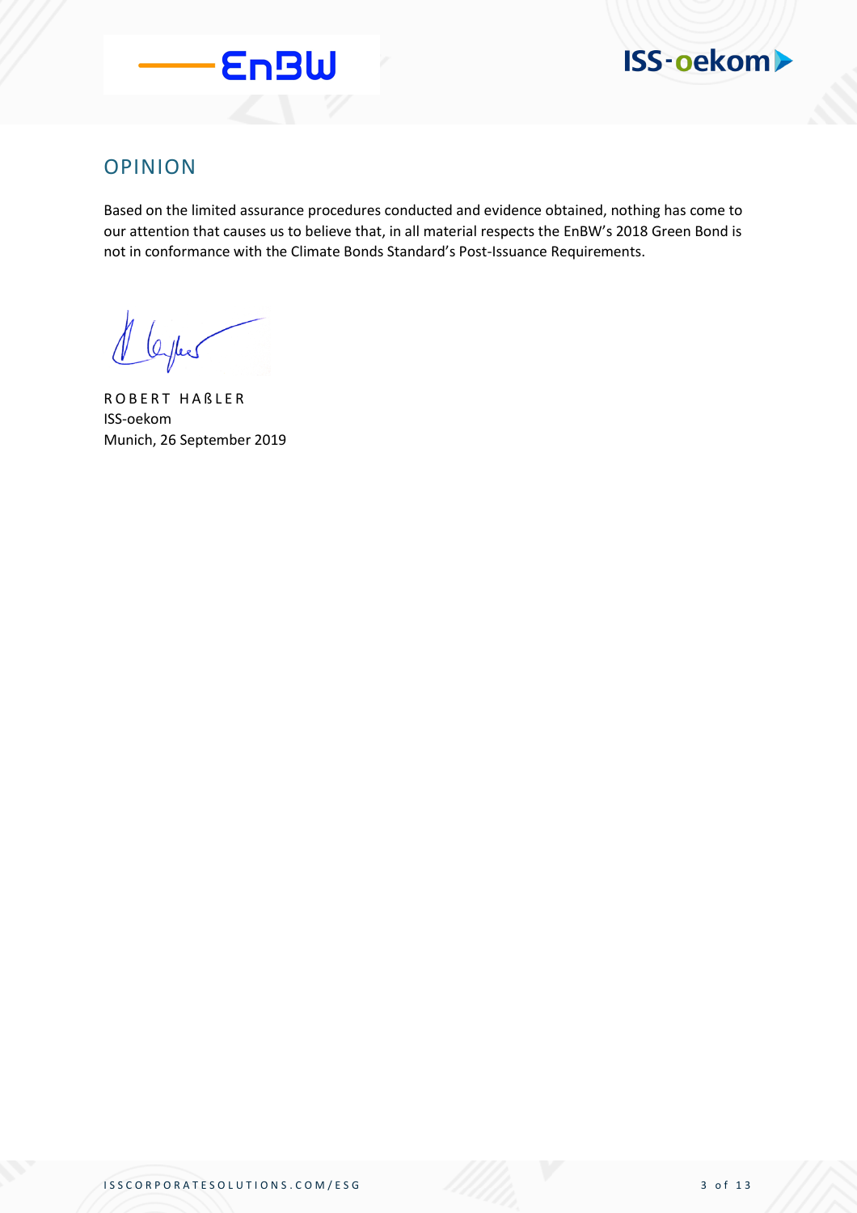## OPINION

Based on the limited assurance procedures conducted and evidence obtained, nothing has come to our attention that causes us to believe that, in all material respects the EnBW's 2018 Green Bond is not in conformance with the Climate Bonds Standard's Post-Issuance Requirements.

ROBERT HAßLER
ISS-oekom
Munich, 26 September 2019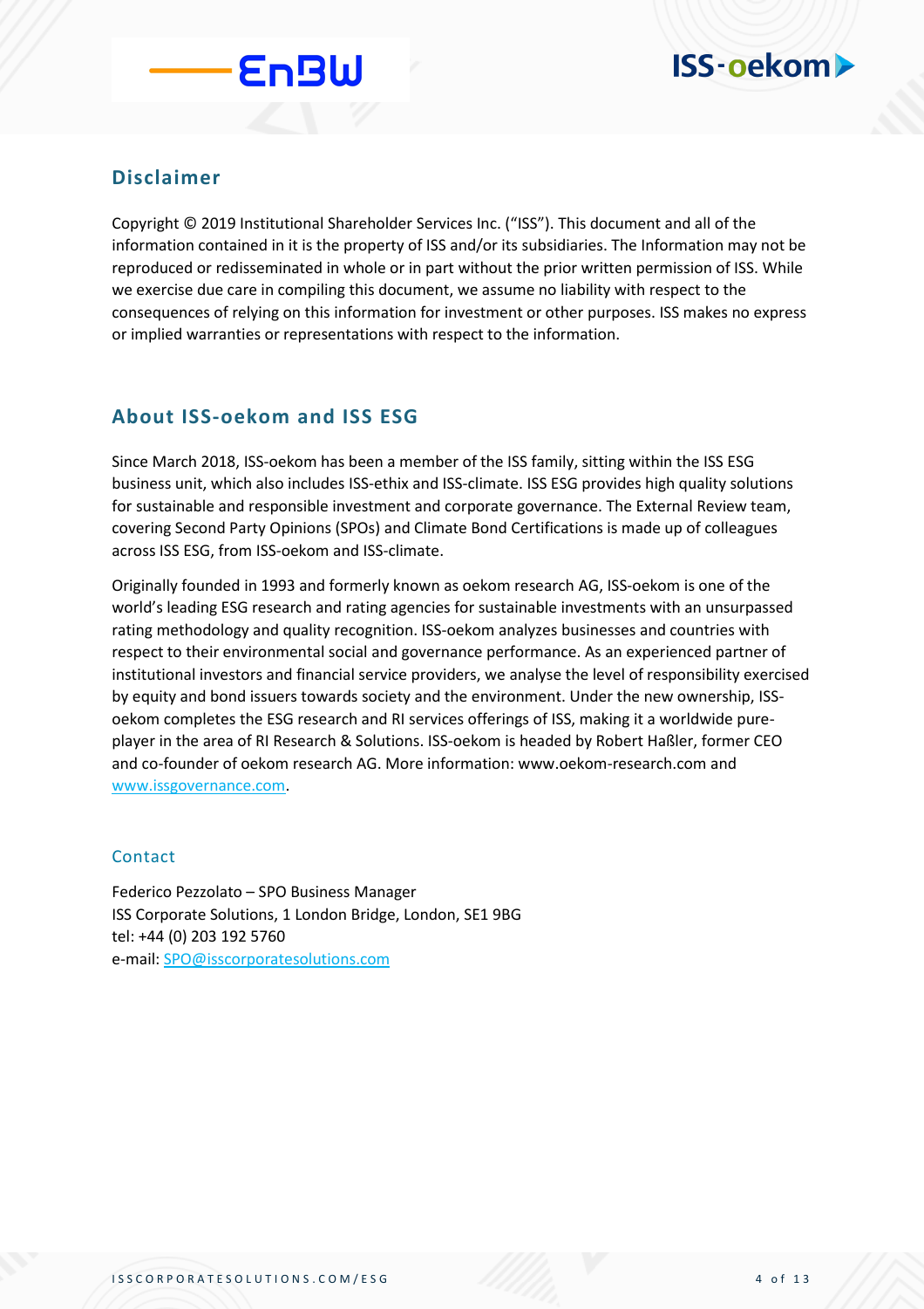## Disclaimer

Copyright © 2019 Institutional Shareholder Services Inc. ("ISS"). This document and all of the information contained in it is the property of ISS and/or its subsidiaries. The Information may not be reproduced or redisseminated in whole or in part without the prior written permission of ISS. While we exercise due care in compiling this document, we assume no liability with respect to the consequences of relying on this information for investment or other purposes. ISS makes no express or implied warranties or representations with respect to the information.

## About ISS-oekom and ISS ESG

Since March 2018, ISS-oekom has been a member of the ISS family, sitting within the ISS ESG business unit, which also includes ISS-ethix and ISS-climate. ISS ESG provides high quality solutions for sustainable and responsible investment and corporate governance. The External Review team, covering Second Party Opinions (SPOs) and Climate Bond Certifications is made up of colleagues across ISS ESG, from ISS-oekom and ISS-climate.

Originally founded in 1993 and formerly known as oekom research AG, ISS-oekom is one of the world's leading ESG research and rating agencies for sustainable investments with an unsurpassed rating methodology and quality recognition. ISS-oekom analyzes businesses and countries with respect to their environmental social and governance performance. As an experienced partner of institutional investors and financial service providers, we analyse the level of responsibility exercised by equity and bond issuers towards society and the environment. Under the new ownership, ISS-oekom completes the ESG research and RI services offerings of ISS, making it a worldwide pure-player in the area of RI Research & Solutions. ISS-oekom is headed by Robert Haßler, former CEO and co-founder of oekom research AG. More information: www.oekom-research.com and www.issgovernance.com.

### Contact

Federico Pezzolato – SPO Business Manager
ISS Corporate Solutions, 1 London Bridge, London, SE1 9BG
tel: +44 (0) 203 192 5760
e-mail: SPO@isscorporatesolutions.com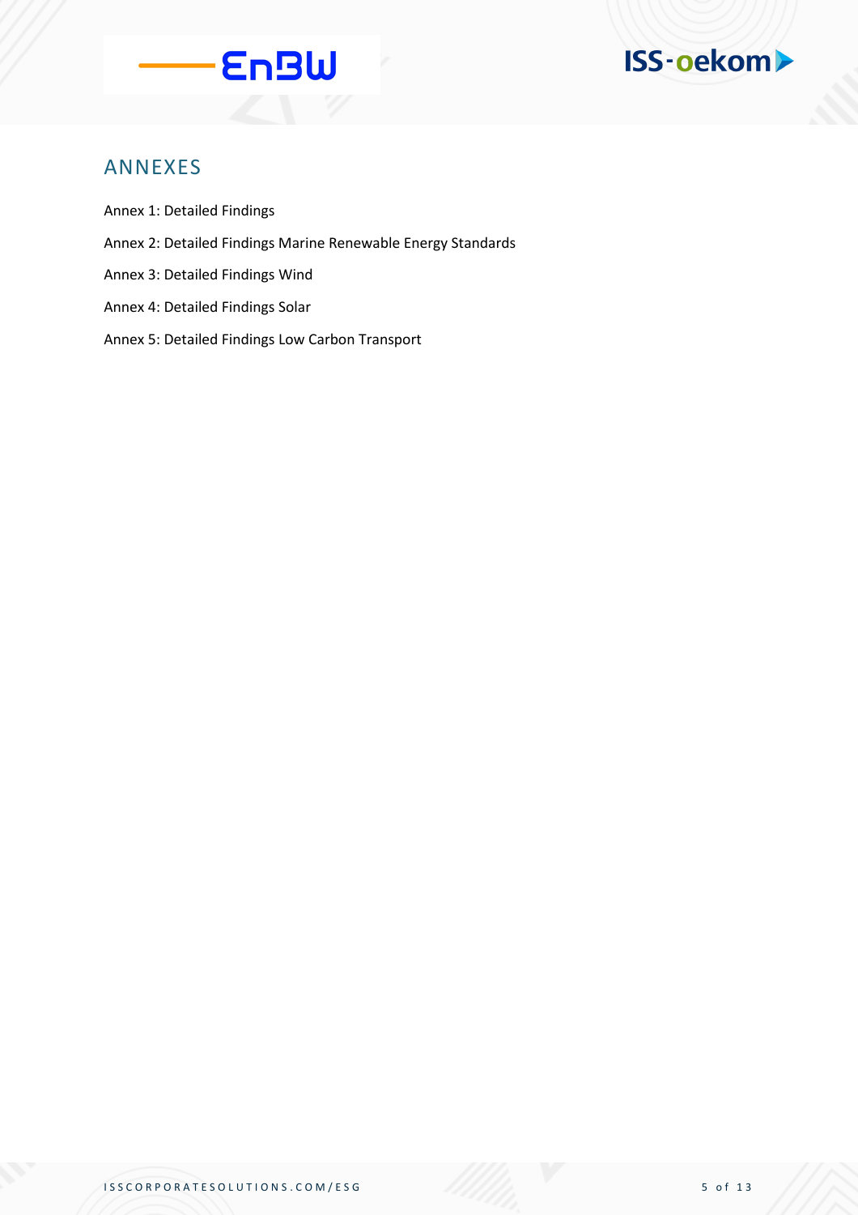## ANNEXES

Annex 1: Detailed Findings

Annex 2: Detailed Findings Marine Renewable Energy Standards

Annex 3: Detailed Findings Wind

Annex 4: Detailed Findings Solar

Annex 5: Detailed Findings Low Carbon Transport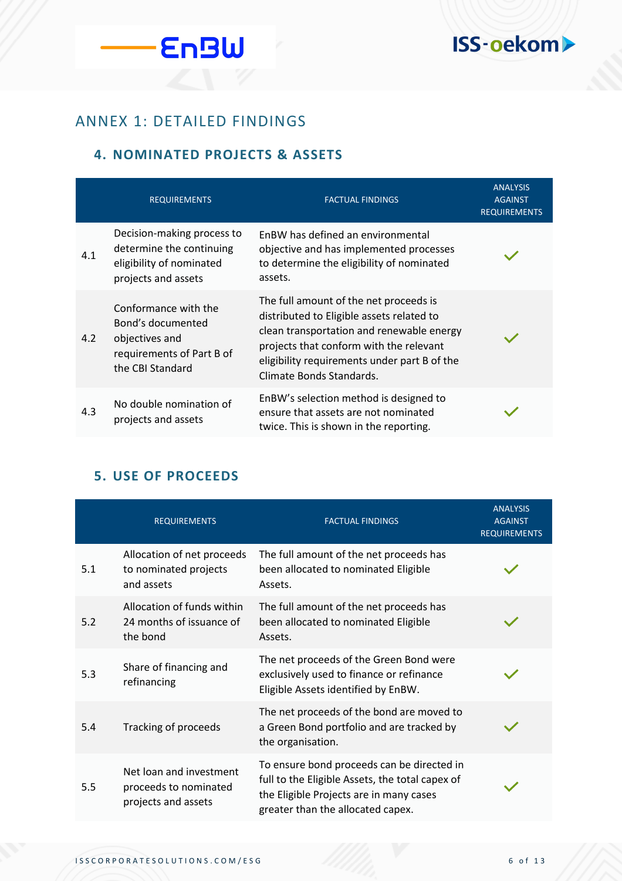# ANNEX 1: DETAILED FINDINGS

## 4. NOMINATED PROJECTS & ASSETS

| | REQUIREMENTS | FACTUAL FINDINGS | ANALYSIS AGAINST REQUIREMENTS |
|---|---|---|---|
| 4.1 | Decision-making process to determine the continuing eligibility of nominated projects and assets | EnBW has defined an environmental objective and has implemented processes to determine the eligibility of nominated assets. | ✓ |
| 4.2 | Conformance with the Bond's documented objectives and requirements of Part B of the CBI Standard | The full amount of the net proceeds is distributed to Eligible assets related to clean transportation and renewable energy projects that conform with the relevant eligibility requirements under part B of the Climate Bonds Standards. | ✓ |
| 4.3 | No double nomination of projects and assets | EnBW's selection method is designed to ensure that assets are not nominated twice. This is shown in the reporting. | ✓ |

## 5. USE OF PROCEEDS

| | REQUIREMENTS | FACTUAL FINDINGS | ANALYSIS AGAINST REQUIREMENTS |
|---|---|---|---|
| 5.1 | Allocation of net proceeds to nominated projects and assets | The full amount of the net proceeds has been allocated to nominated Eligible Assets. | ✓ |
| 5.2 | Allocation of funds within 24 months of issuance of the bond | The full amount of the net proceeds has been allocated to nominated Eligible Assets. | ✓ |
| 5.3 | Share of financing and refinancing | The net proceeds of the Green Bond were exclusively used to finance or refinance Eligible Assets identified by EnBW. | ✓ |
| 5.4 | Tracking of proceeds | The net proceeds of the bond are moved to a Green Bond portfolio and are tracked by the organisation. | ✓ |
| 5.5 | Net loan and investment proceeds to nominated projects and assets | To ensure bond proceeds can be directed in full to the Eligible Assets, the total capex of the Eligible Projects are in many cases greater than the allocated capex. | ✓ |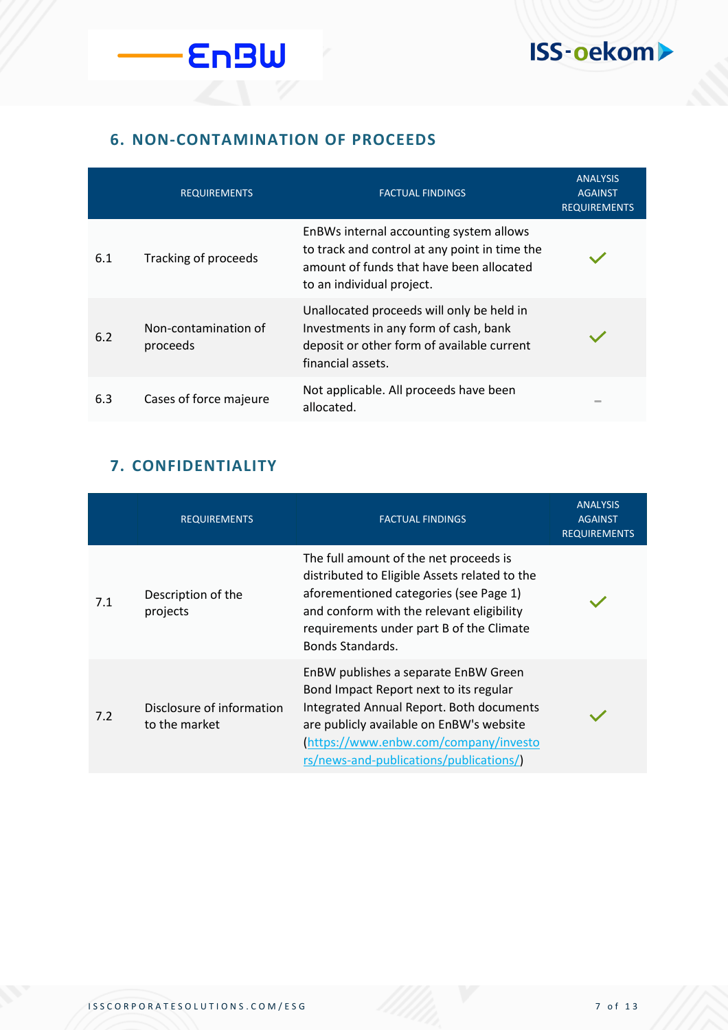## 6. NON-CONTAMINATION OF PROCEEDS

| | REQUIREMENTS | FACTUAL FINDINGS | ANALYSIS AGAINST REQUIREMENTS |
|---|---|---|---|
| 6.1 | Tracking of proceeds | EnBWs internal accounting system allows to track and control at any point in time the amount of funds that have been allocated to an individual project. | ✓ |
| 6.2 | Non-contamination of proceeds | Unallocated proceeds will only be held in Investments in any form of cash, bank deposit or other form of available current financial assets. | ✓ |
| 6.3 | Cases of force majeure | Not applicable. All proceeds have been allocated. | - |

## 7. CONFIDENTIALITY

| | REQUIREMENTS | FACTUAL FINDINGS | ANALYSIS AGAINST REQUIREMENTS |
|---|---|---|---|
| 7.1 | Description of the projects | The full amount of the net proceeds is distributed to Eligible Assets related to the aforementioned categories (see Page 1) and conform with the relevant eligibility requirements under part B of the Climate Bonds Standards. | ✓ |
| 7.2 | Disclosure of information to the market | EnBW publishes a separate EnBW Green Bond Impact Report next to its regular Integrated Annual Report. Both documents are publicly available on EnBW's website (https://www.enbw.com/company/investors/news-and-publications/publications/) | ✓ |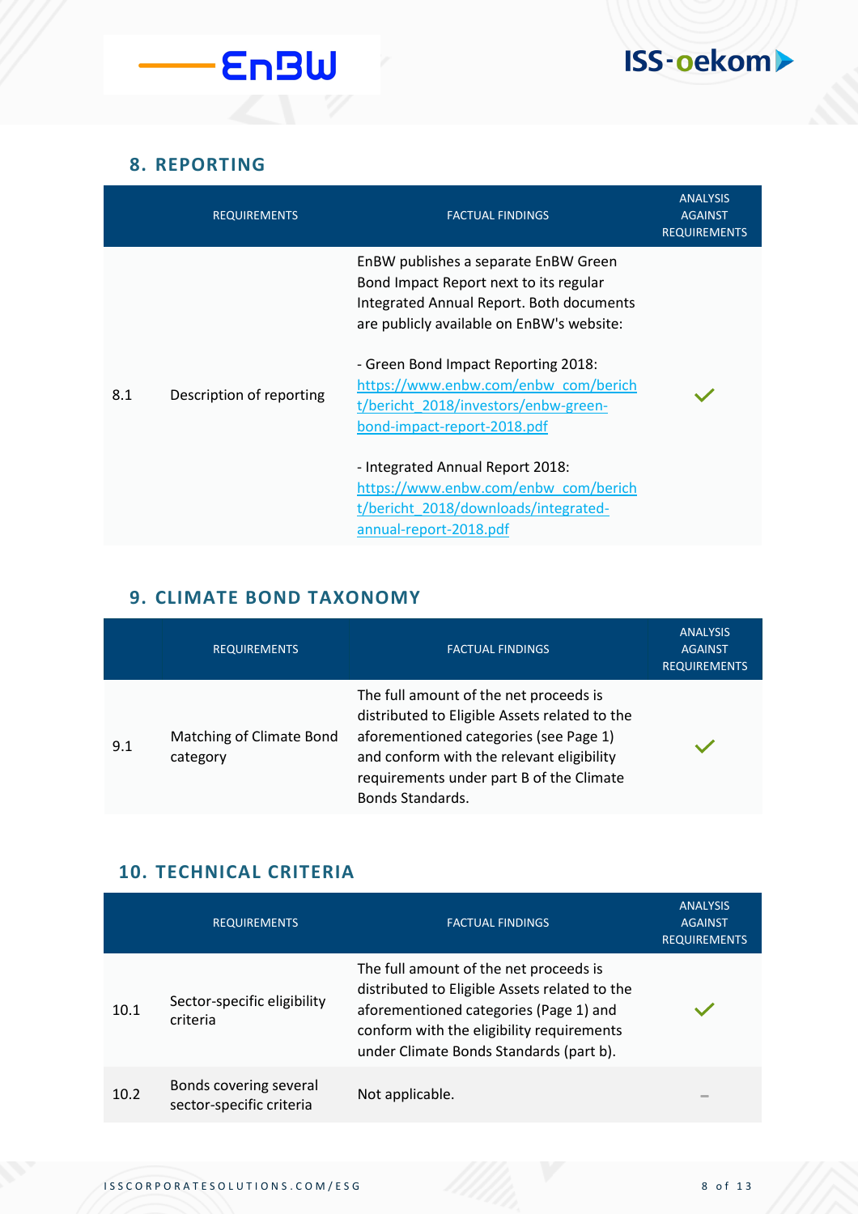## 8. REPORTING

| | REQUIREMENTS | FACTUAL FINDINGS | ANALYSIS AGAINST REQUIREMENTS |
|---|---|---|---|
| 8.1 | Description of reporting | EnBW publishes a separate EnBW Green Bond Impact Report next to its regular Integrated Annual Report. Both documents are publicly available on EnBW's website:<br><br>- Green Bond Impact Reporting 2018: https://www.enbw.com/enbw_com/bericht/bericht_2018/investors/enbw-green-bond-impact-report-2018.pdf<br><br>- Integrated Annual Report 2018: https://www.enbw.com/enbw_com/bericht/bericht_2018/downloads/integrated-annual-report-2018.pdf | ✓ |

## 9. CLIMATE BOND TAXONOMY

| | REQUIREMENTS | FACTUAL FINDINGS | ANALYSIS AGAINST REQUIREMENTS |
|---|---|---|---|
| 9.1 | Matching of Climate Bond category | The full amount of the net proceeds is distributed to Eligible Assets related to the aforementioned categories (see Page 1) and conform with the relevant eligibility requirements under part B of the Climate Bonds Standards. | ✓ |

## 10. TECHNICAL CRITERIA

| | REQUIREMENTS | FACTUAL FINDINGS | ANALYSIS AGAINST REQUIREMENTS |
|---|---|---|---|
| 10.1 | Sector-specific eligibility criteria | The full amount of the net proceeds is distributed to Eligible Assets related to the aforementioned categories (Page 1) and conform with the eligibility requirements under Climate Bonds Standards (part b). | ✓ |
| 10.2 | Bonds covering several sector-specific criteria | Not applicable. | – |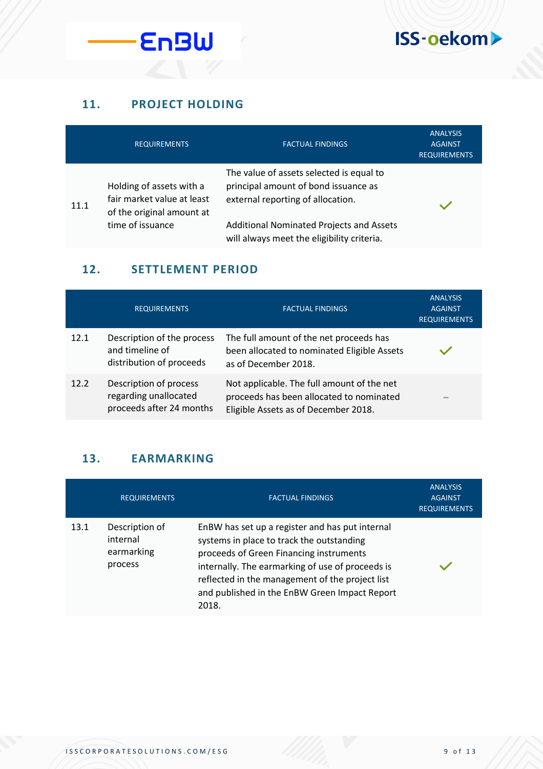## 11. PROJECT HOLDING

| | REQUIREMENTS | FACTUAL FINDINGS | ANALYSIS AGAINST REQUIREMENTS |
|---|---|---|---|
| 11.1 | Holding of assets with a fair market value at least of the original amount at time of issuance | The value of assets selected is equal to principal amount of bond issuance as external reporting of allocation. Additional Nominated Projects and Assets will always meet the eligibility criteria. | ✓ |

## 12. SETTLEMENT PERIOD

| | REQUIREMENTS | FACTUAL FINDINGS | ANALYSIS AGAINST REQUIREMENTS |
|---|---|---|---|
| 12.1 | Description of the process and timeline of distribution of proceeds | The full amount of the net proceeds has been allocated to nominated Eligible Assets as of December 2018. | ✓ |
| 12.2 | Description of process regarding unallocated proceeds after 24 months | Not applicable. The full amount of the net proceeds has been allocated to nominated Eligible Assets as of December 2018. | - |

## 13. EARMARKING

| | REQUIREMENTS | FACTUAL FINDINGS | ANALYSIS AGAINST REQUIREMENTS |
|---|---|---|---|
| 13.1 | Description of internal earmarking process | EnBW has set up a register and has put internal systems in place to track the outstanding proceeds of Green Financing instruments internally. The earmarking of use of proceeds is reflected in the management of the project list and published in the EnBW Green Impact Report 2018. | ✓ |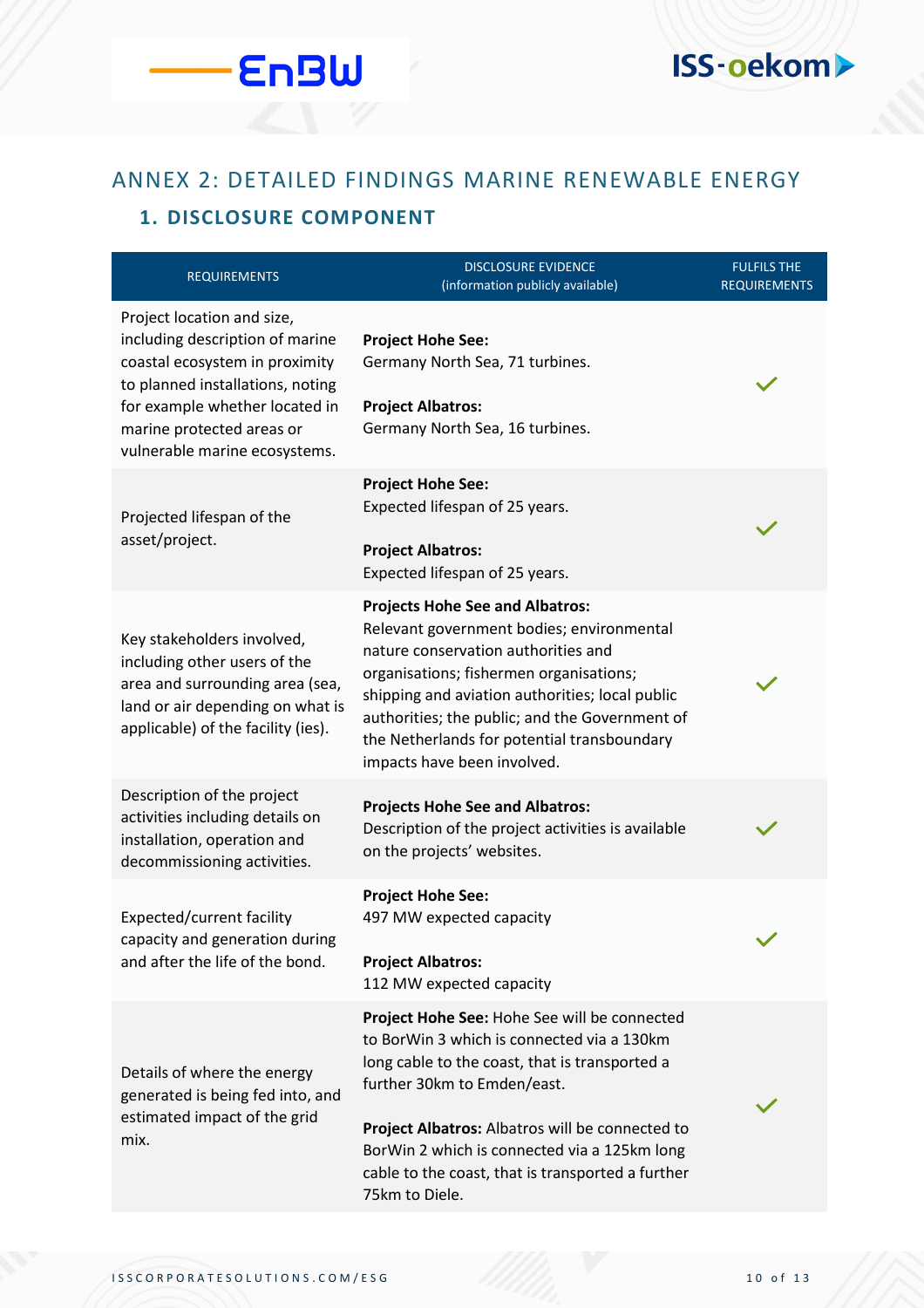# ANNEX 2: DETAILED FINDINGS MARINE RENEWABLE ENERGY

## 1. DISCLOSURE COMPONENT

| REQUIREMENTS | DISCLOSURE EVIDENCE (information publicly available) | FULFILS THE REQUIREMENTS |
|---|---|---|
| Project location and size, including description of marine coastal ecosystem in proximity to planned installations, noting for example whether located in marine protected areas or vulnerable marine ecosystems. | **Project Hohe See:** Germany North Sea, 71 turbines. **Project Albatros:** Germany North Sea, 16 turbines. | ✓ |
| Projected lifespan of the asset/project. | **Project Hohe See:** Expected lifespan of 25 years. **Project Albatros:** Expected lifespan of 25 years. | ✓ |
| Key stakeholders involved, including other users of the area and surrounding area (sea, land or air depending on what is applicable) of the facility (ies). | **Projects Hohe See and Albatros:** Relevant government bodies; environmental nature conservation authorities and organisations; fishermen organisations; shipping and aviation authorities; local public authorities; the public; and the Government of the Netherlands for potential transboundary impacts have been involved. | ✓ |
| Description of the project activities including details on installation, operation and decommissioning activities. | **Projects Hohe See and Albatros:** Description of the project activities is available on the projects' websites. | ✓ |
| Expected/current facility capacity and generation during and after the life of the bond. | **Project Hohe See:** 497 MW expected capacity **Project Albatros:** 112 MW expected capacity | ✓ |
| Details of where the energy generated is being fed into, and estimated impact of the grid mix. | **Project Hohe See:** Hohe See will be connected to BorWin 3 which is connected via a 130km long cable to the coast, that is transported a further 30km to Emden/east. **Project Albatros:** Albatros will be connected to BorWin 2 which is connected via a 125km long cable to the coast, that is transported a further 75km to Diele. | ✓ |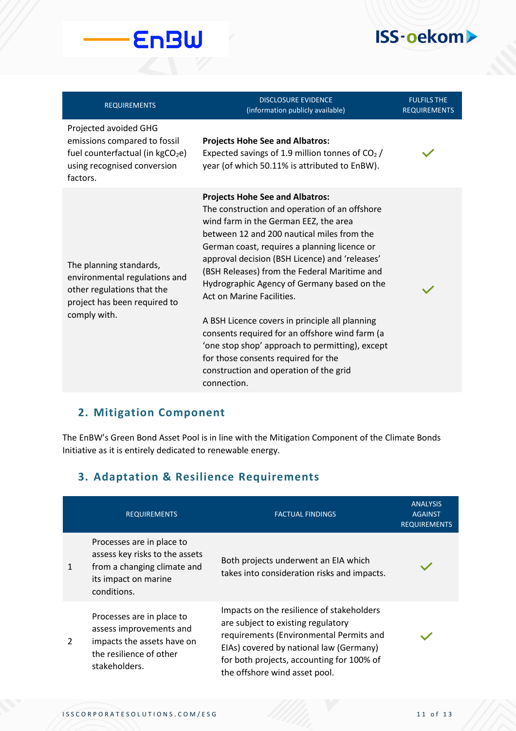| REQUIREMENTS | DISCLOSURE EVIDENCE (information publicly available) | FULFILS THE REQUIREMENTS |
|---|---|---|
| Projected avoided GHG emissions compared to fossil fuel counterfactual (in $kgCO_2e$) using recognised conversion factors. | **Projects Hohe See and Albatros:** Expected savings of 1.9 million tonnes of $CO_2$ / year (of which 50.11% is attributed to EnBW). | ✓ |
| The planning standards, environmental regulations and other regulations that the project has been required to comply with. | **Projects Hohe See and Albatros:** The construction and operation of an offshore wind farm in the German EEZ, the area between 12 and 200 nautical miles from the German coast, requires a planning licence or approval decision (BSH Licence) and 'releases' (BSH Releases) from the Federal Maritime and Hydrographic Agency of Germany based on the Act on Marine Facilities.<br><br>A BSH Licence covers in principle all planning consents required for an offshore wind farm (a 'one stop shop' approach to permitting), except for those consents required for the construction and operation of the grid connection. | ✓ |

## 2. Mitigation Component

The EnBW's Green Bond Asset Pool is in line with the Mitigation Component of the Climate Bonds Initiative as it is entirely dedicated to renewable energy.

## 3. Adaptation & Resilience Requirements

| | REQUIREMENTS | FACTUAL FINDINGS | ANALYSIS AGAINST REQUIREMENTS |
|---|---|---|---|
| 1 | Processes are in place to assess key risks to the assets from a changing climate and its impact on marine conditions. | Both projects underwent an EIA which takes into consideration risks and impacts. | ✓ |
| 2 | Processes are in place to assess improvements and impacts the assets have on the resilience of other stakeholders. | Impacts on the resilience of stakeholders are subject to existing regulatory requirements (Environmental Permits and EIAs) covered by national law (Germany) for both projects, accounting for 100% of the offshore wind asset pool. | ✓ |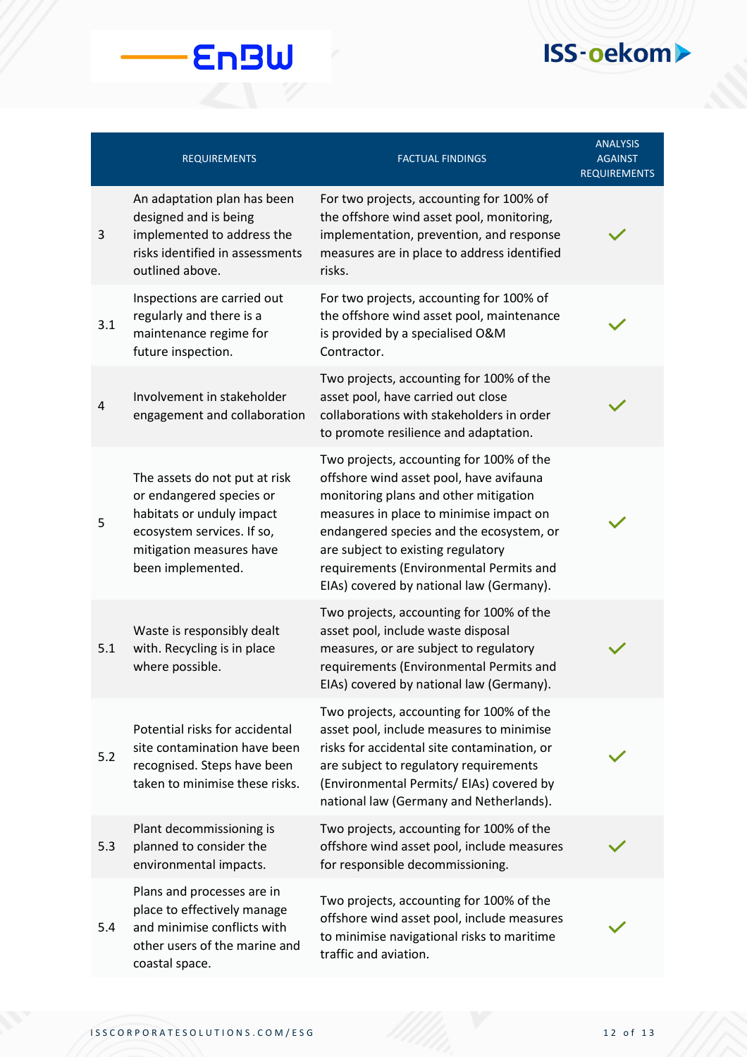|  | REQUIREMENTS | FACTUAL FINDINGS | ANALYSIS AGAINST REQUIREMENTS |
|---|---|---|---|
| 3 | An adaptation plan has been designed and is being implemented to address the risks identified in assessments outlined above. | For two projects, accounting for 100% of the offshore wind asset pool, monitoring, implementation, prevention, and response measures are in place to address identified risks. | ✓ |
| 3.1 | Inspections are carried out regularly and there is a maintenance regime for future inspection. | For two projects, accounting for 100% of the offshore wind asset pool, maintenance is provided by a specialised O&M Contractor. | ✓ |
| 4 | Involvement in stakeholder engagement and collaboration | Two projects, accounting for 100% of the asset pool, have carried out close collaborations with stakeholders in order to promote resilience and adaptation. | ✓ |
| 5 | The assets do not put at risk or endangered species or habitats or unduly impact ecosystem services. If so, mitigation measures have been implemented. | Two projects, accounting for 100% of the offshore wind asset pool, have avifauna monitoring plans and other mitigation measures in place to minimise impact on endangered species and the ecosystem, or are subject to existing regulatory requirements (Environmental Permits and EIAs) covered by national law (Germany). | ✓ |
| 5.1 | Waste is responsibly dealt with. Recycling is in place where possible. | Two projects, accounting for 100% of the asset pool, include waste disposal measures, or are subject to regulatory requirements (Environmental Permits and EIAs) covered by national law (Germany). | ✓ |
| 5.2 | Potential risks for accidental site contamination have been recognised. Steps have been taken to minimise these risks. | Two projects, accounting for 100% of the asset pool, include measures to minimise risks for accidental site contamination, or are subject to regulatory requirements (Environmental Permits/ EIAs) covered by national law (Germany and Netherlands). | ✓ |
| 5.3 | Plant decommissioning is planned to consider the environmental impacts. | Two projects, accounting for 100% of the offshore wind asset pool, include measures for responsible decommissioning. | ✓ |
| 5.4 | Plans and processes are in place to effectively manage and minimise conflicts with other users of the marine and coastal space. | Two projects, accounting for 100% of the offshore wind asset pool, include measures to minimise navigational risks to maritime traffic and aviation. | ✓ |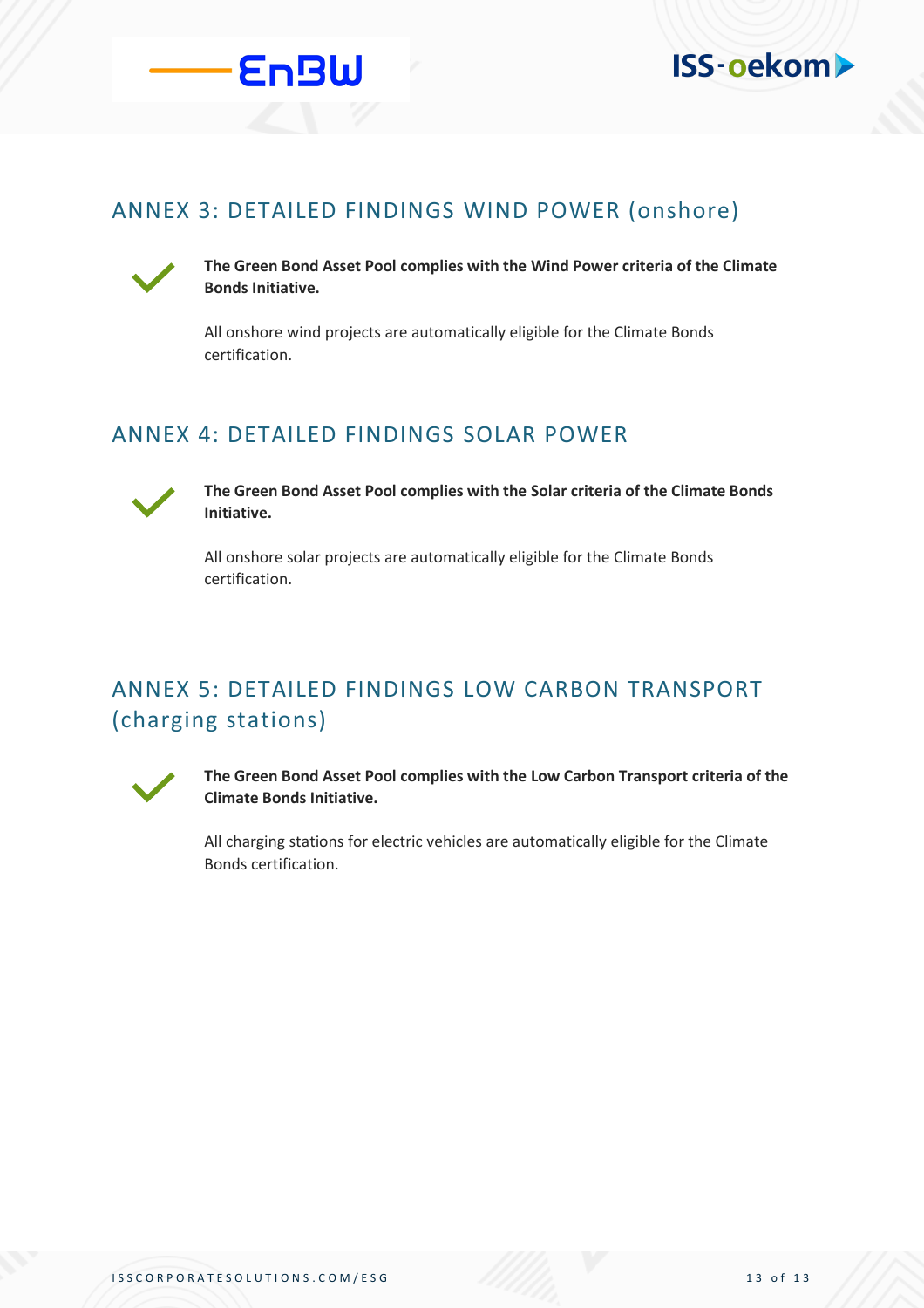## ANNEX 3: DETAILED FINDINGS WIND POWER (onshore)

**The Green Bond Asset Pool complies with the Wind Power criteria of the Climate Bonds Initiative.**

All onshore wind projects are automatically eligible for the Climate Bonds certification.

## ANNEX 4: DETAILED FINDINGS SOLAR POWER

**The Green Bond Asset Pool complies with the Solar criteria of the Climate Bonds Initiative.**

All onshore solar projects are automatically eligible for the Climate Bonds certification.

## ANNEX 5: DETAILED FINDINGS LOW CARBON TRANSPORT (charging stations)

**The Green Bond Asset Pool complies with the Low Carbon Transport criteria of the Climate Bonds Initiative.**

All charging stations for electric vehicles are automatically eligible for the Climate Bonds certification.